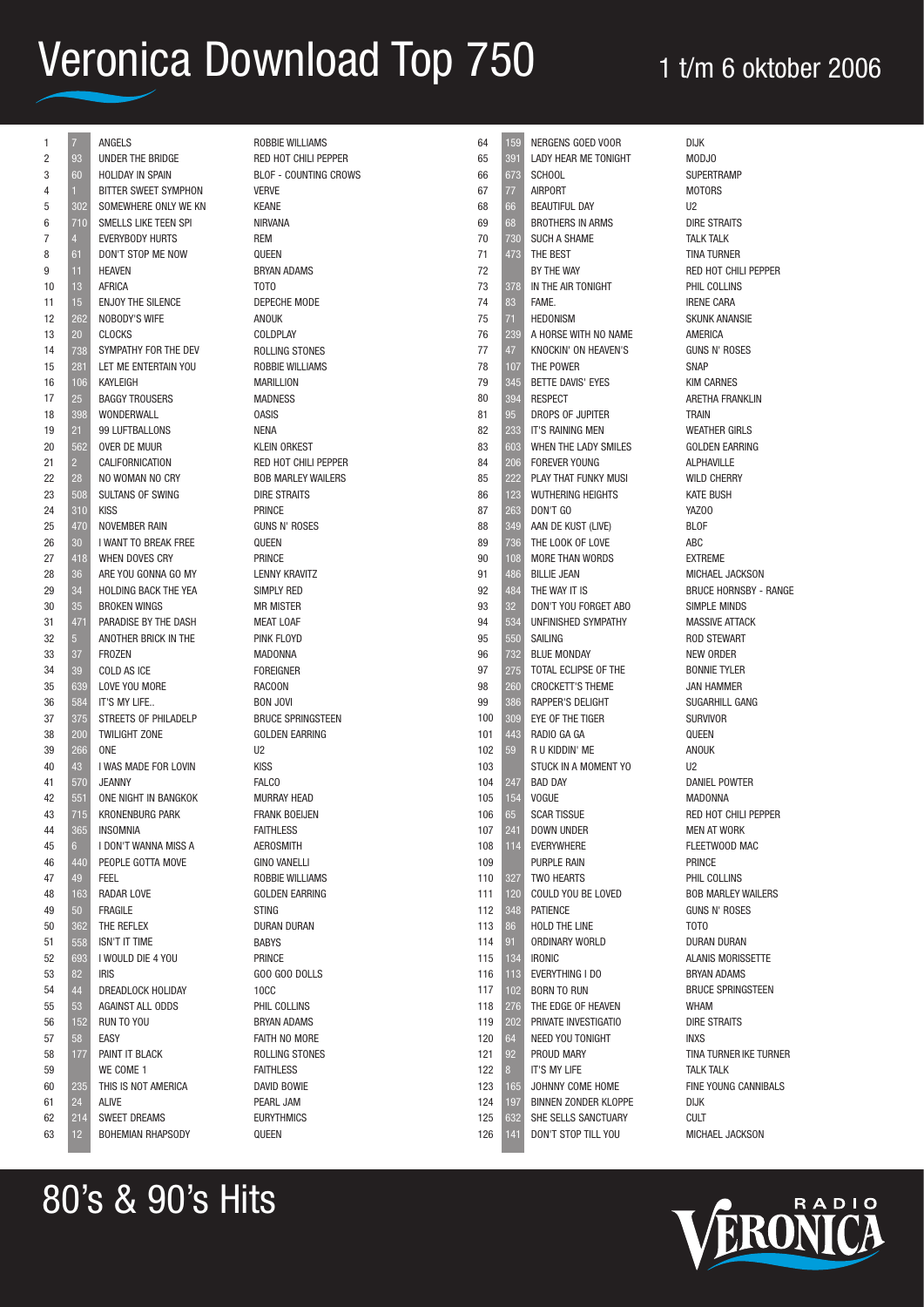# Veronica Download Top 750

1 t/m 6 oktober 2006

| # | Vorige | Titel | Artiest |
|---|---|---|---|
| 1 | 7 | ANGELS | ROBBIE WILLIAMS |
| 2 | 93 | UNDER THE BRIDGE | RED HOT CHILI PEPPER |
| 3 | 60 | HOLIDAY IN SPAIN | BLOF - COUNTING CROWS |
| 4 | 1 | BITTER SWEET SYMPHON | VERVE |
| 5 | 302 | SOMEWHERE ONLY WE KN | KEANE |
| 6 | 710 | SMELLS LIKE TEEN SPI | NIRVANA |
| 7 | 4 | EVERYBODY HURTS | REM |
| 8 | 61 | DON'T STOP ME NOW | QUEEN |
| 9 | 11 | HEAVEN | BRYAN ADAMS |
| 10 | 13 | AFRICA | TOTO |
| 11 | 15 | ENJOY THE SILENCE | DEPECHE MODE |
| 12 | 262 | NOBODY'S WIFE | ANOUK |
| 13 | 20 | CLOCKS | COLDPLAY |
| 14 | 738 | SYMPATHY FOR THE DEV | ROLLING STONES |
| 15 | 281 | LET ME ENTERTAIN YOU | ROBBIE WILLIAMS |
| 16 | 106 | KAYLEIGH | MARILLION |
| 17 | 25 | BAGGY TROUSERS | MADNESS |
| 18 | 398 | WONDERWALL | OASIS |
| 19 | 21 | 99 LUFTBALLONS | NENA |
| 20 | 562 | OVER DE MUUR | KLEIN ORKEST |
| 21 | 2 | CALIFORNICATION | RED HOT CHILI PEPPER |
| 22 | 28 | NO WOMAN NO CRY | BOB MARLEY WAILERS |
| 23 | 508 | SULTANS OF SWING | DIRE STRAITS |
| 24 | 310 | KISS | PRINCE |
| 25 | 470 | NOVEMBER RAIN | GUNS N' ROSES |
| 26 | 30 | I WANT TO BREAK FREE | QUEEN |
| 27 | 418 | WHEN DOVES CRY | PRINCE |
| 28 | 36 | ARE YOU GONNA GO MY | LENNY KRAVITZ |
| 29 | 34 | HOLDING BACK THE YEA | SIMPLY RED |
| 30 | 35 | BROKEN WINGS | MR MISTER |
| 31 | 471 | PARADISE BY THE DASH | MEAT LOAF |
| 32 | 5 | ANOTHER BRICK IN THE | PINK FLOYD |
| 33 | 37 | FROZEN | MADONNA |
| 34 | 39 | COLD AS ICE | FOREIGNER |
| 35 | 639 | LOVE YOU MORE | RACOON |
| 36 | 584 | IT'S MY LIFE.. | BON JOVI |
| 37 | 375 | STREETS OF PHILADELP | BRUCE SPRINGSTEEN |
| 38 | 200 | TWILIGHT ZONE | GOLDEN EARRING |
| 39 | 266 | ONE | U2 |
| 40 | 43 | I WAS MADE FOR LOVIN | KISS |
| 41 | 570 | JEANNY | FALCO |
| 42 | 551 | ONE NIGHT IN BANGKOK | MURRAY HEAD |
| 43 | 715 | KRONENBURG PARK | FRANK BOEIJEN |
| 44 | 365 | INSOMNIA | FAITHLESS |
| 45 | 6 | I DON'T WANNA MISS A | AEROSMITH |
| 46 | 440 | PEOPLE GOTTA MOVE | GINO VANELLI |
| 47 | 49 | FEEL | ROBBIE WILLIAMS |
| 48 | 163 | RADAR LOVE | GOLDEN EARRING |
| 49 | 50 | FRAGILE | STING |
| 50 | 362 | THE REFLEX | DURAN DURAN |
| 51 | 558 | ISN'T IT TIME | BABYS |
| 52 | 693 | I WOULD DIE 4 YOU | PRINCE |
| 53 | 82 | IRIS | GOO GOO DOLLS |
| 54 | 44 | DREADLOCK HOLIDAY | 10CC |
| 55 | 53 | AGAINST ALL ODDS | PHIL COLLINS |
| 56 | 152 | RUN TO YOU | BRYAN ADAMS |
| 57 | 58 | EASY | FAITH NO MORE |
| 58 | 177 | PAINT IT BLACK | ROLLING STONES |
| 59 | | WE COME 1 | FAITHLESS |
| 60 | 235 | THIS IS NOT AMERICA | DAVID BOWIE |
| 61 | 24 | ALIVE | PEARL JAM |
| 62 | 214 | SWEET DREAMS | EURYTHMICS |
| 63 | 12 | BOHEMIAN RHAPSODY | QUEEN |
| 64 | 159 | NERGENS GOED VOOR | DIJK |
| 65 | 391 | LADY HEAR ME TONIGHT | MODJO |
| 66 | 673 | SCHOOL | SUPERTRAMP |
| 67 | 77 | AIRPORT | MOTORS |
| 68 | 66 | BEAUTIFUL DAY | U2 |
| 69 | 68 | BROTHERS IN ARMS | DIRE STRAITS |
| 70 | 730 | SUCH A SHAME | TALK TALK |
| 71 | 473 | THE BEST | TINA TURNER |
| 72 | | BY THE WAY | RED HOT CHILI PEPPER |
| 73 | 378 | IN THE AIR TONIGHT | PHIL COLLINS |
| 74 | 83 | FAME. | IRENE CARA |
| 75 | 71 | HEDONISM | SKUNK ANANSIE |
| 76 | 239 | A HORSE WITH NO NAME | AMERICA |
| 77 | 47 | KNOCKIN' ON HEAVEN'S | GUNS N' ROSES |
| 78 | 107 | THE POWER | SNAP |
| 79 | 345 | BETTE DAVIS' EYES | KIM CARNES |
| 80 | 394 | RESPECT | ARETHA FRANKLIN |
| 81 | 95 | DROPS OF JUPITER | TRAIN |
| 82 | 233 | IT'S RAINING MEN | WEATHER GIRLS |
| 83 | 603 | WHEN THE LADY SMILES | GOLDEN EARRING |
| 84 | 206 | FOREVER YOUNG | ALPHAVILLE |
| 85 | 222 | PLAY THAT FUNKY MUSI | WILD CHERRY |
| 86 | 123 | WUTHERING HEIGHTS | KATE BUSH |
| 87 | 263 | DON'T GO | YAZOO |
| 88 | 349 | AAN DE KUST (LIVE) | BLOF |
| 89 | 736 | THE LOOK OF LOVE | ABC |
| 90 | 108 | MORE THAN WORDS | EXTREME |
| 91 | 486 | BILLIE JEAN | MICHAEL JACKSON |
| 92 | 484 | THE WAY IT IS | BRUCE HORNSBY - RANGE |
| 93 | 32 | DON'T YOU FORGET ABO | SIMPLE MINDS |
| 94 | 534 | UNFINISHED SYMPATHY | MASSIVE ATTACK |
| 95 | 550 | SAILING | ROD STEWART |
| 96 | 732 | BLUE MONDAY | NEW ORDER |
| 97 | 275 | TOTAL ECLIPSE OF THE | BONNIE TYLER |
| 98 | 260 | CROCKETT'S THEME | JAN HAMMER |
| 99 | 386 | RAPPER'S DELIGHT | SUGARHILL GANG |
| 100 | 309 | EYE OF THE TIGER | SURVIVOR |
| 101 | 443 | RADIO GA GA | QUEEN |
| 102 | 59 | R U KIDDIN' ME | ANOUK |
| 103 | | STUCK IN A MOMENT YO | U2 |
| 104 | 247 | BAD DAY | DANIEL POWTER |
| 105 | 154 | VOGUE | MADONNA |
| 106 | 65 | SCAR TISSUE | RED HOT CHILI PEPPER |
| 107 | 241 | DOWN UNDER | MEN AT WORK |
| 108 | 114 | EVERYWHERE | FLEETWOOD MAC |
| 109 | | PURPLE RAIN | PRINCE |
| 110 | 327 | TWO HEARTS | PHIL COLLINS |
| 111 | 120 | COULD YOU BE LOVED | BOB MARLEY WAILERS |
| 112 | 348 | PATIENCE | GUNS N' ROSES |
| 113 | 86 | HOLD THE LINE | TOTO |
| 114 | 91 | ORDINARY WORLD | DURAN DURAN |
| 115 | 134 | IRONIC | ALANIS MORISSETTE |
| 116 | 113 | EVERYTHING I DO | BRYAN ADAMS |
| 117 | 102 | BORN TO RUN | BRUCE SPRINGSTEEN |
| 118 | 276 | THE EDGE OF HEAVEN | WHAM |
| 119 | 202 | PRIVATE INVESTIGATIO | DIRE STRAITS |
| 120 | 64 | NEED YOU TONIGHT | INXS |
| 121 | 92 | PROUD MARY | TINA TURNER IKE TURNER |
| 122 | 8 | IT'S MY LIFE | TALK TALK |
| 123 | 165 | JOHNNY COME HOME | FINE YOUNG CANNIBALS |
| 124 | 197 | BINNEN ZONDER KLOPPE | DIJK |
| 125 | 632 | SHE SELLS SANCTUARY | CULT |
| 126 | 141 | DON'T STOP TILL YOU | MICHAEL JACKSON |

80's & 90's Hits

RADIO VERONICA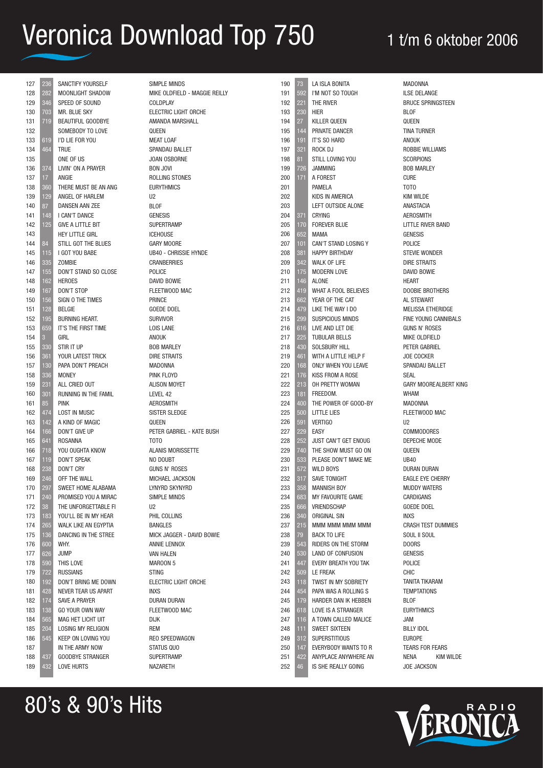# Veronica Download Top 750

1 t/m 6 oktober 2006

| | | | |
|---|---|---|---|
| 127 | 236 | SANCTIFY YOURSELF | SIMPLE MINDS |
| 128 | 282 | MOONLIGHT SHADOW | MIKE OLDFIELD - MAGGIE REILLY |
| 129 | 346 | SPEED OF SOUND | COLDPLAY |
| 130 | 703 | MR. BLUE SKY | ELECTRIC LIGHT ORCHE |
| 131 | 719 | BEAUTIFUL GOODBYE | AMANDA MARSHALL |
| 132 | | SOMEBODY TO LOVE | QUEEN |
| 133 | 619 | I'D LIE FOR YOU | MEAT LOAF |
| 134 | 464 | TRUE | SPANDAU BALLET |
| 135 | | ONE OF US | JOAN OSBORNE |
| 136 | 374 | LIVIN' ON A PRAYER | BON JOVI |
| 137 | 17 | ANGIE | ROLLING STONES |
| 138 | 360 | THERE MUST BE AN ANG | EURYTHMICS |
| 139 | 129 | ANGEL OF HARLEM | U2 |
| 140 | 87 | DANSEN AAN ZEE | BLOF |
| 141 | 148 | I CAN'T DANCE | GENESIS |
| 142 | 125 | GIVE A LITTLE BIT | SUPERTRAMP |
| 143 | | HEY LITTLE GIRL | ICEHOUSE |
| 144 | 84 | STILL GOT THE BLUES | GARY MOORE |
| 145 | 115 | I GOT YOU BABE | UB40 - CHRISSIE HYNDE |
| 146 | 335 | ZOMBIE | CRANBERRIES |
| 147 | 155 | DON'T STAND SO CLOSE | POLICE |
| 148 | 162 | HEROES | DAVID BOWIE |
| 149 | 167 | DON'T STOP | FLEETWOOD MAC |
| 150 | 156 | SIGN O THE TIMES | PRINCE |
| 151 | 128 | BELGIE | GOEDE DOEL |
| 152 | 195 | BURNING HEART. | SURVIVOR |
| 153 | 659 | IT'S THE FIRST TIME | LOIS LANE |
| 154 | 3 | GIRL | ANOUK |
| 155 | 330 | STIR IT UP | BOB MARLEY |
| 156 | 361 | YOUR LATEST TRICK | DIRE STRAITS |
| 157 | 130 | PAPA DON'T PREACH | MADONNA |
| 158 | 336 | MONEY | PINK FLOYD |
| 159 | 231 | ALL CRIED OUT | ALISON MOYET |
| 160 | 301 | RUNNING IN THE FAMIL | LEVEL 42 |
| 161 | 85 | PINK | AEROSMITH |
| 162 | 474 | LOST IN MUSIC | SISTER SLEDGE |
| 163 | 142 | A KIND OF MAGIC | QUEEN |
| 164 | 166 | DON'T GIVE UP | PETER GABRIEL - KATE BUSH |
| 165 | 641 | ROSANNA | TOTO |
| 166 | 718 | YOU OUGHTA KNOW | ALANIS MORISSETTE |
| 167 | 119 | DON'T SPEAK | NO DOUBT |
| 168 | 238 | DON'T CRY | GUNS N' ROSES |
| 169 | 246 | OFF THE WALL | MICHAEL JACKSON |
| 170 | 297 | SWEET HOME ALABAMA | LYNYRD SKYNYRD |
| 171 | 240 | PROMISED YOU A MIRAC | SIMPLE MINDS |
| 172 | 38 | THE UNFORGETTABLE FI | U2 |
| 173 | 183 | YOU'LL BE IN MY HEAR | PHIL COLLINS |
| 174 | 265 | WALK LIKE AN EGYPTIA | BANGLES |
| 175 | 136 | DANCING IN THE STREE | MICK JAGGER - DAVID BOWIE |
| 176 | 600 | WHY. | ANNIE LENNOX |
| 177 | 626 | JUMP | VAN HALEN |
| 178 | 590 | THIS LOVE | MAROON 5 |
| 179 | 722 | RUSSIANS | STING |
| 180 | 192 | DON'T BRING ME DOWN | ELECTRIC LIGHT ORCHE |
| 181 | 428 | NEVER TEAR US APART | INXS |
| 182 | 174 | SAVE A PRAYER | DURAN DURAN |
| 183 | 138 | GO YOUR OWN WAY | FLEETWOOD MAC |
| 184 | 565 | MAG HET LICHT UIT | DIJK |
| 185 | 204 | LOSING MY RELIGION | REM |
| 186 | 545 | KEEP ON LOVING YOU | REO SPEEDWAGON |
| 187 | | IN THE ARMY NOW | STATUS QUO |
| 188 | 437 | GOODBYE STRANGER | SUPERTRAMP |
| 189 | 432 | LOVE HURTS | NAZARETH |
| 190 | 73 | LA ISLA BONITA | MADONNA |
| 191 | 592 | I'M NOT SO TOUGH | ILSE DELANGE |
| 192 | 221 | THE RIVER | BRUCE SPRINGSTEEN |
| 193 | 230 | HIER | BLOF |
| 194 | 27 | KILLER QUEEN | QUEEN |
| 195 | 144 | PRIVATE DANCER | TINA TURNER |
| 196 | 191 | IT'S SO HARD | ANOUK |
| 197 | 321 | ROCK DJ | ROBBIE WILLIAMS |
| 198 | 81 | STILL LOVING YOU | SCORPIONS |
| 199 | 726 | JAMMING | BOB MARLEY |
| 200 | 171 | A FOREST | CURE |
| 201 | | PAMELA | TOTO |
| 202 | | KIDS IN AMERICA | KIM WILDE |
| 203 | | LEFT OUTSIDE ALONE | ANASTACIA |
| 204 | 371 | CRYING | AEROSMITH |
| 205 | 170 | FOREVER BLUE | LITTLE RIVER BAND |
| 206 | 652 | MAMA | GENESIS |
| 207 | 101 | CAN'T STAND LOSING Y | POLICE |
| 208 | 381 | HAPPY BIRTHDAY | STEVIE WONDER |
| 209 | 342 | WALK OF LIFE | DIRE STRAITS |
| 210 | 175 | MODERN LOVE | DAVID BOWIE |
| 211 | 146 | ALONE | HEART |
| 212 | 419 | WHAT A FOOL BELIEVES | DOOBIE BROTHERS |
| 213 | 662 | YEAR OF THE CAT | AL STEWART |
| 214 | 479 | LIKE THE WAY I DO | MELISSA ETHERIDGE |
| 215 | 299 | SUSPICIOUS MINDS | FINE YOUNG CANNIBALS |
| 216 | 616 | LIVE AND LET DIE | GUNS N' ROSES |
| 217 | 225 | TUBULAR BELLS | MIKE OLDFIELD |
| 218 | 430 | SOLSBURY HILL | PETER GABRIEL |
| 219 | 461 | WITH A LITTLE HELP F | JOE COCKER |
| 220 | 168 | ONLY WHEN YOU LEAVE | SPANDAU BALLET |
| 221 | 176 | KISS FROM A ROSE | SEAL |
| 222 | 213 | OH PRETTY WOMAN | GARY MOOREALBERT KING |
| 223 | 181 | FREEDOM. | WHAM |
| 224 | 400 | THE POWER OF GOOD-BY | MADONNA |
| 225 | 500 | LITTLE LIES | FLEETWOOD MAC |
| 226 | 591 | VERTIGO | U2 |
| 227 | 229 | EASY | COMMODORES |
| 228 | 252 | JUST CAN'T GET ENOUG | DEPECHE MODE |
| 229 | 740 | THE SHOW MUST GO ON | QUEEN |
| 230 | 533 | PLEASE DON'T MAKE ME | UB40 |
| 231 | 572 | WILD BOYS | DURAN DURAN |
| 232 | 317 | SAVE TONIGHT | EAGLE EYE CHERRY |
| 233 | 358 | MANNISH BOY | MUDDY WATERS |
| 234 | 683 | MY FAVOURITE GAME | CARDIGANS |
| 235 | 666 | VRIENDSCHAP | GOEDE DOEL |
| 236 | 340 | ORIGINAL SIN | INXS |
| 237 | 215 | MMM MMM MMM MMM | CRASH TEST DUMMIES |
| 238 | 79 | BACK TO LIFE | SOUL II SOUL |
| 239 | 543 | RIDERS ON THE STORM | DOORS |
| 240 | 530 | LAND OF CONFUSION | GENESIS |
| 241 | 447 | EVERY BREATH YOU TAK | POLICE |
| 242 | 509 | LE FREAK | CHIC |
| 243 | 118 | TWIST IN MY SOBRIETY | TANITA TIKARAM |
| 244 | 454 | PAPA WAS A ROLLING S | TEMPTATIONS |
| 245 | 179 | HARDER DAN IK HEBBEN | BLOF |
| 246 | 618 | LOVE IS A STRANGER | EURYTHMICS |
| 247 | 116 | A TOWN CALLED MALICE | JAM |
| 248 | 111 | SWEET SIXTEEN | BILLY IDOL |
| 249 | 312 | SUPERSTITIOUS | EUROPE |
| 250 | 147 | EVERYBODY WANTS TO R | TEARS FOR FEARS |
| 251 | 422 | ANYPLACE ANYWHERE AN | NENA KIM WILDE |
| 252 | 46 | IS SHE REALLY GOING | JOE JACKSON |

80's & 90's Hits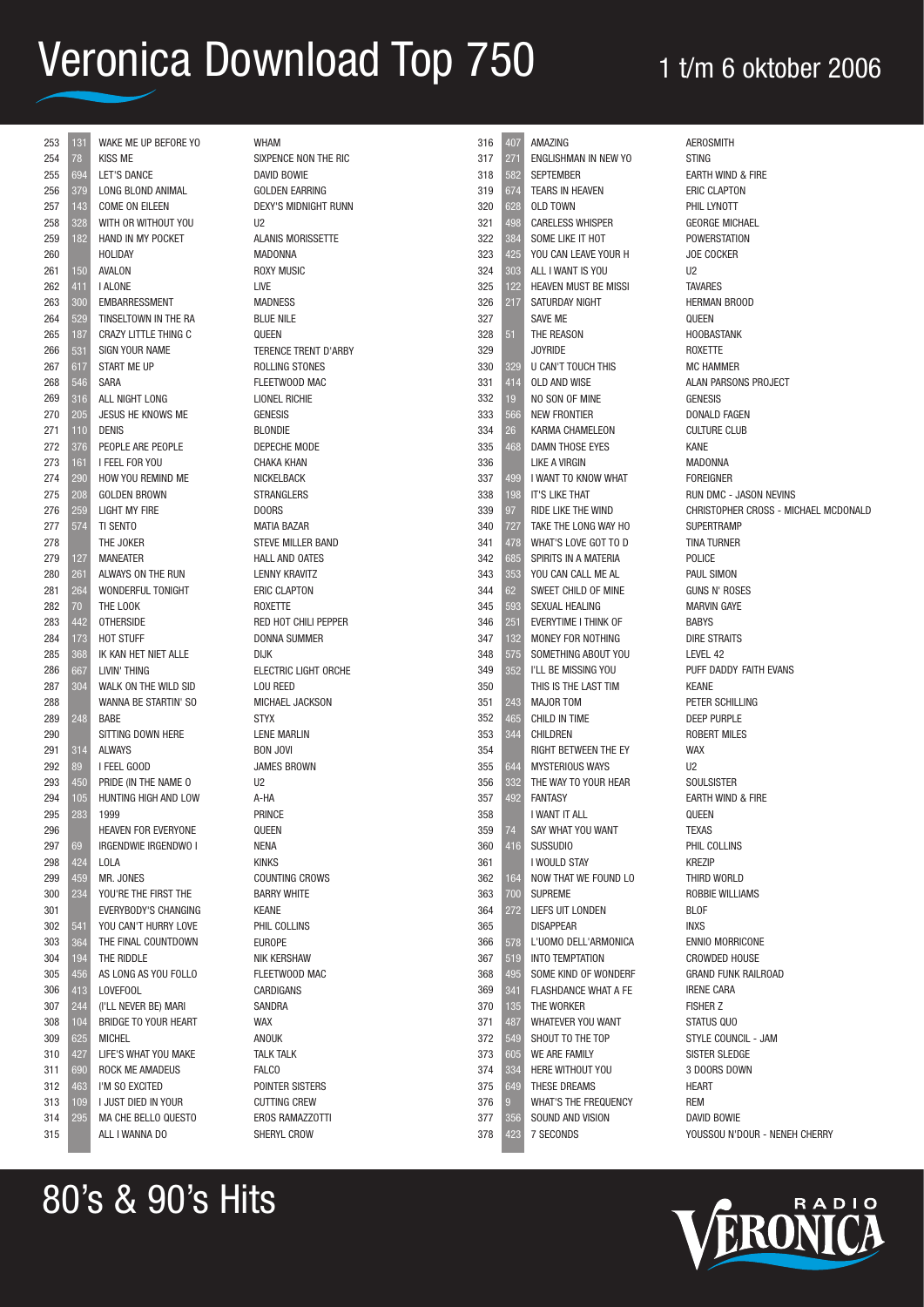# Veronica Download Top 750

1 t/m 6 oktober 2006

| | | | |
|---|---|---|---|
| 253 | 131 | WAKE ME UP BEFORE YO | WHAM |
| 254 | 78 | KISS ME | SIXPENCE NON THE RIC |
| 255 | 694 | LET'S DANCE | DAVID BOWIE |
| 256 | 379 | LONG BLOND ANIMAL | GOLDEN EARRING |
| 257 | 143 | COME ON EILEEN | DEXY'S MIDNIGHT RUNN |
| 258 | 328 | WITH OR WITHOUT YOU | U2 |
| 259 | 182 | HAND IN MY POCKET | ALANIS MORISSETTE |
| 260 | | HOLIDAY | MADONNA |
| 261 | 150 | AVALON | ROXY MUSIC |
| 262 | 411 | I ALONE | LIVE |
| 263 | 300 | EMBARRESSMENT | MADNESS |
| 264 | 529 | TINSELTOWN IN THE RA | BLUE NILE |
| 265 | 187 | CRAZY LITTLE THING C | QUEEN |
| 266 | 531 | SIGN YOUR NAME | TERENCE TRENT D'ARBY |
| 267 | 617 | START ME UP | ROLLING STONES |
| 268 | 546 | SARA | FLEETWOOD MAC |
| 269 | 316 | ALL NIGHT LONG | LIONEL RICHIE |
| 270 | 205 | JESUS HE KNOWS ME | GENESIS |
| 271 | 110 | DENIS | BLONDIE |
| 272 | 376 | PEOPLE ARE PEOPLE | DEPECHE MODE |
| 273 | 161 | I FEEL FOR YOU | CHAKA KHAN |
| 274 | 290 | HOW YOU REMIND ME | NICKELBACK |
| 275 | 208 | GOLDEN BROWN | STRANGLERS |
| 276 | 259 | LIGHT MY FIRE | DOORS |
| 277 | 574 | TI SENTO | MATIA BAZAR |
| 278 | | THE JOKER | STEVE MILLER BAND |
| 279 | 127 | MANEATER | HALL AND OATES |
| 280 | 261 | ALWAYS ON THE RUN | LENNY KRAVITZ |
| 281 | 264 | WONDERFUL TONIGHT | ERIC CLAPTON |
| 282 | 70 | THE LOOK | ROXETTE |
| 283 | 442 | OTHERSIDE | RED HOT CHILI PEPPER |
| 284 | 173 | HOT STUFF | DONNA SUMMER |
| 285 | 368 | IK KAN HET NIET ALLE | DIJK |
| 286 | 667 | LIVIN' THING | ELECTRIC LIGHT ORCHE |
| 287 | 304 | WALK ON THE WILD SID | LOU REED |
| 288 | | WANNA BE STARTIN' SO | MICHAEL JACKSON |
| 289 | 248 | BABE | STYX |
| 290 | | SITTING DOWN HERE | LENE MARLIN |
| 291 | 314 | ALWAYS | BON JOVI |
| 292 | 89 | I FEEL GOOD | JAMES BROWN |
| 293 | 450 | PRIDE (IN THE NAME O | U2 |
| 294 | 105 | HUNTING HIGH AND LOW | A-HA |
| 295 | 283 | 1999 | PRINCE |
| 296 | | HEAVEN FOR EVERYONE | QUEEN |
| 297 | 69 | IRGENDWIE IRGENDWO I | NENA |
| 298 | 424 | LOLA | KINKS |
| 299 | 459 | MR. JONES | COUNTING CROWS |
| 300 | 234 | YOU'RE THE FIRST THE | BARRY WHITE |
| 301 | | EVERYBODY'S CHANGING | KEANE |
| 302 | 541 | YOU CAN'T HURRY LOVE | PHIL COLLINS |
| 303 | 364 | THE FINAL COUNTDOWN | EUROPE |
| 304 | 194 | THE RIDDLE | NIK KERSHAW |
| 305 | 456 | AS LONG AS YOU FOLLO | FLEETWOOD MAC |
| 306 | 413 | LOVEFOOL | CARDIGANS |
| 307 | 244 | (I'LL NEVER BE) MARI | SANDRA |
| 308 | 104 | BRIDGE TO YOUR HEART | WAX |
| 309 | 625 | MICHEL | ANOUK |
| 310 | 427 | LIFE'S WHAT YOU MAKE | TALK TALK |
| 311 | 690 | ROCK ME AMADEUS | FALCO |
| 312 | 463 | I'M SO EXCITED | POINTER SISTERS |
| 313 | 109 | I JUST DIED IN YOUR | CUTTING CREW |
| 314 | 295 | MA CHE BELLO QUESTO | EROS RAMAZZOTTI |
| 315 | | ALL I WANNA DO | SHERYL CROW |
| 316 | 407 | AMAZING | AEROSMITH |
| 317 | 271 | ENGLISHMAN IN NEW YO | STING |
| 318 | 582 | SEPTEMBER | EARTH WIND & FIRE |
| 319 | 674 | TEARS IN HEAVEN | ERIC CLAPTON |
| 320 | 628 | OLD TOWN | PHIL LYNOTT |
| 321 | 498 | CARELESS WHISPER | GEORGE MICHAEL |
| 322 | 384 | SOME LIKE IT HOT | POWERSTATION |
| 323 | 425 | YOU CAN LEAVE YOUR H | JOE COCKER |
| 324 | 303 | ALL I WANT IS YOU | U2 |
| 325 | 122 | HEAVEN MUST BE MISSI | TAVARES |
| 326 | 217 | SATURDAY NIGHT | HERMAN BROOD |
| 327 | | SAVE ME | QUEEN |
| 328 | 51 | THE REASON | HOOBASTANK |
| 329 | | JOYRIDE | ROXETTE |
| 330 | 329 | U CAN'T TOUCH THIS | MC HAMMER |
| 331 | 414 | OLD AND WISE | ALAN PARSONS PROJECT |
| 332 | 19 | NO SON OF MINE | GENESIS |
| 333 | 566 | NEW FRONTIER | DONALD FAGEN |
| 334 | 26 | KARMA CHAMELEON | CULTURE CLUB |
| 335 | 468 | DAMN THOSE EYES | KANE |
| 336 | | LIKE A VIRGIN | MADONNA |
| 337 | 499 | I WANT TO KNOW WHAT | FOREIGNER |
| 338 | 198 | IT'S LIKE THAT | RUN DMC - JASON NEVINS |
| 339 | 97 | RIDE LIKE THE WIND | CHRISTOPHER CROSS - MICHAEL MCDONALD |
| 340 | 727 | TAKE THE LONG WAY HO | SUPERTRAMP |
| 341 | 478 | WHAT'S LOVE GOT TO D | TINA TURNER |
| 342 | 685 | SPIRITS IN A MATERIA | POLICE |
| 343 | 353 | YOU CAN CALL ME AL | PAUL SIMON |
| 344 | 62 | SWEET CHILD OF MINE | GUNS N' ROSES |
| 345 | 593 | SEXUAL HEALING | MARVIN GAYE |
| 346 | 251 | EVERYTIME I THINK OF | BABYS |
| 347 | 132 | MONEY FOR NOTHING | DIRE STRAITS |
| 348 | 575 | SOMETHING ABOUT YOU | LEVEL 42 |
| 349 | 352 | I'LL BE MISSING YOU | PUFF DADDY FAITH EVANS |
| 350 | | THIS IS THE LAST TIM | KEANE |
| 351 | 243 | MAJOR TOM | PETER SCHILLING |
| 352 | 465 | CHILD IN TIME | DEEP PURPLE |
| 353 | 344 | CHILDREN | ROBERT MILES |
| 354 | | RIGHT BETWEEN THE EY | WAX |
| 355 | 644 | MYSTERIOUS WAYS | U2 |
| 356 | 332 | THE WAY TO YOUR HEAR | SOULSISTER |
| 357 | 492 | FANTASY | EARTH WIND & FIRE |
| 358 | | I WANT IT ALL | QUEEN |
| 359 | 74 | SAY WHAT YOU WANT | TEXAS |
| 360 | 416 | SUSSUDIO | PHIL COLLINS |
| 361 | | I WOULD STAY | KREZIP |
| 362 | 164 | NOW THAT WE FOUND LO | THIRD WORLD |
| 363 | 700 | SUPREME | ROBBIE WILLIAMS |
| 364 | 272 | LIEFS UIT LONDEN | BLOF |
| 365 | | DISAPPEAR | INXS |
| 366 | 578 | L'UOMO DELL'ARMONICA | ENNIO MORRICONE |
| 367 | 519 | INTO TEMPTATION | CROWDED HOUSE |
| 368 | 495 | SOME KIND OF WONDERF | GRAND FUNK RAILROAD |
| 369 | 341 | FLASHDANCE WHAT A FE | IRENE CARA |
| 370 | 135 | THE WORKER | FISHER Z |
| 371 | 487 | WHATEVER YOU WANT | STATUS QUO |
| 372 | 549 | SHOUT TO THE TOP | STYLE COUNCIL - JAM |
| 373 | 605 | WE ARE FAMILY | SISTER SLEDGE |
| 374 | 334 | HERE WITHOUT YOU | 3 DOORS DOWN |
| 375 | 649 | THESE DREAMS | HEART |
| 376 | 9 | WHAT'S THE FREQUENCY | REM |
| 377 | 356 | SOUND AND VISION | DAVID BOWIE |
| 378 | 423 | 7 SECONDS | YOUSSOU N'DOUR - NENEH CHERRY |

80's & 90's Hits

RADIO VERONICA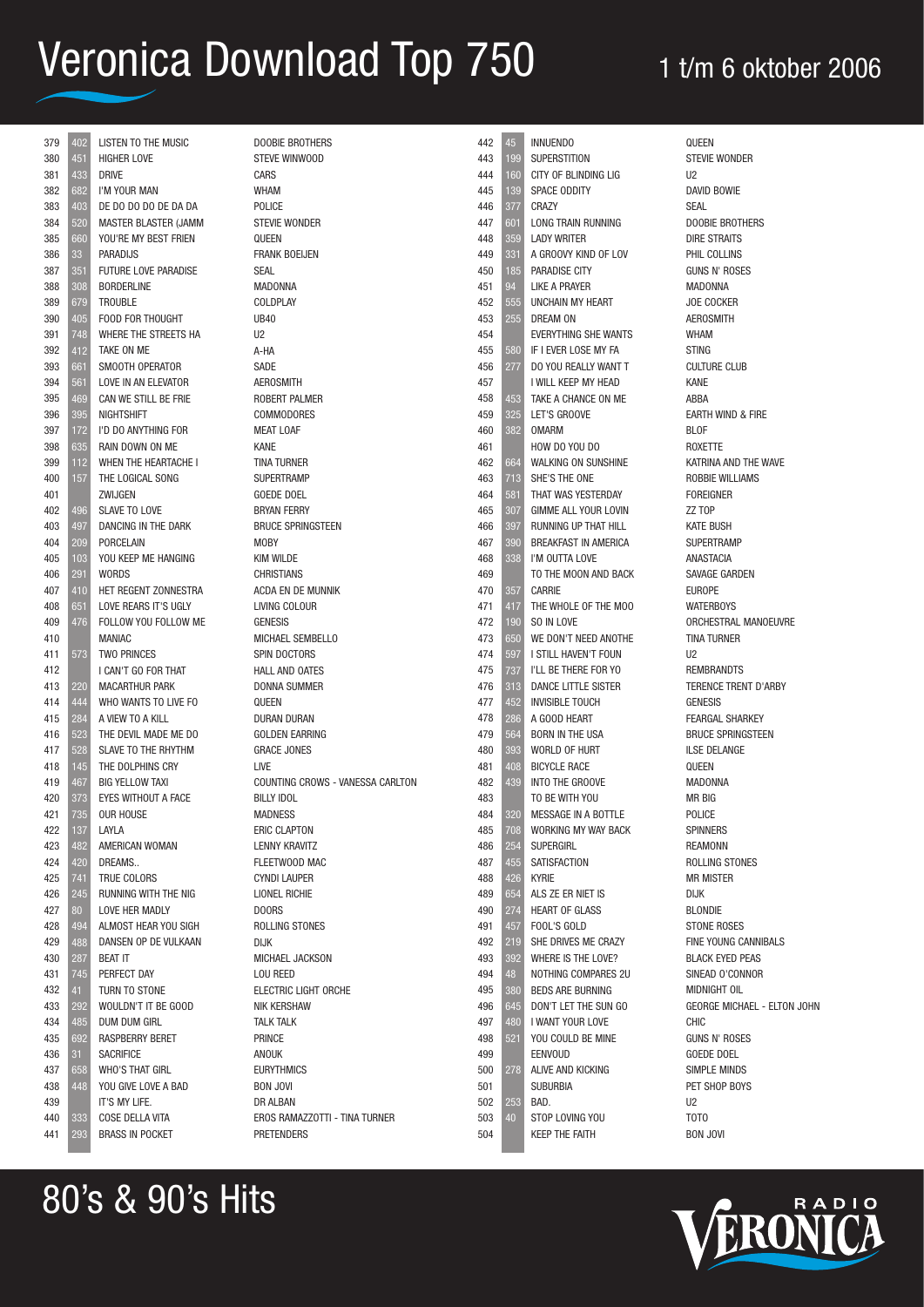# Veronica Download Top 750

1 t/m 6 oktober 2006

| | | | |
|---|---|---|---|
| 379 | 402 | LISTEN TO THE MUSIC | DOOBIE BROTHERS |
| 380 | 451 | HIGHER LOVE | STEVE WINWOOD |
| 381 | 433 | DRIVE | CARS |
| 382 | 682 | I'M YOUR MAN | WHAM |
| 383 | 403 | DE DO DO DO DE DA DA | POLICE |
| 384 | 520 | MASTER BLASTER (JAMM | STEVIE WONDER |
| 385 | 660 | YOU'RE MY BEST FRIEN | QUEEN |
| 386 | 33 | PARADIJS | FRANK BOEIJEN |
| 387 | 351 | FUTURE LOVE PARADISE | SEAL |
| 388 | 308 | BORDERLINE | MADONNA |
| 389 | 679 | TROUBLE | COLDPLAY |
| 390 | 405 | FOOD FOR THOUGHT | UB40 |
| 391 | 748 | WHERE THE STREETS HA | U2 |
| 392 | 412 | TAKE ON ME | A-HA |
| 393 | 661 | SMOOTH OPERATOR | SADE |
| 394 | 561 | LOVE IN AN ELEVATOR | AEROSMITH |
| 395 | 469 | CAN WE STILL BE FRIE | ROBERT PALMER |
| 396 | 395 | NIGHTSHIFT | COMMODORES |
| 397 | 172 | I'D DO ANYTHING FOR | MEAT LOAF |
| 398 | 635 | RAIN DOWN ON ME | KANE |
| 399 | 112 | WHEN THE HEARTACHE I | TINA TURNER |
| 400 | 157 | THE LOGICAL SONG | SUPERTRAMP |
| 401 | | ZWIJGEN | GOEDE DOEL |
| 402 | 496 | SLAVE TO LOVE | BRYAN FERRY |
| 403 | 497 | DANCING IN THE DARK | BRUCE SPRINGSTEEN |
| 404 | 209 | PORCELAIN | MOBY |
| 405 | 103 | YOU KEEP ME HANGING | KIM WILDE |
| 406 | 291 | WORDS | CHRISTIANS |
| 407 | 410 | HET REGENT ZONNESTRA | ACDA EN DE MUNNIK |
| 408 | 651 | LOVE REARS IT'S UGLY | LIVING COLOUR |
| 409 | 476 | FOLLOW YOU FOLLOW ME | GENESIS |
| 410 | | MANIAC | MICHAEL SEMBELLO |
| 411 | 573 | TWO PRINCES | SPIN DOCTORS |
| 412 | | I CAN'T GO FOR THAT | HALL AND OATES |
| 413 | 220 | MACARTHUR PARK | DONNA SUMMER |
| 414 | 444 | WHO WANTS TO LIVE FO | QUEEN |
| 415 | 284 | A VIEW TO A KILL | DURAN DURAN |
| 416 | 523 | THE DEVIL MADE ME DO | GOLDEN EARRING |
| 417 | 528 | SLAVE TO THE RHYTHM | GRACE JONES |
| 418 | 145 | THE DOLPHINS CRY | LIVE |
| 419 | 467 | BIG YELLOW TAXI | COUNTING CROWS - VANESSA CARLTON |
| 420 | 373 | EYES WITHOUT A FACE | BILLY IDOL |
| 421 | 735 | OUR HOUSE | MADNESS |
| 422 | 137 | LAYLA | ERIC CLAPTON |
| 423 | 482 | AMERICAN WOMAN | LENNY KRAVITZ |
| 424 | 420 | DREAMS.. | FLEETWOOD MAC |
| 425 | 741 | TRUE COLORS | CYNDI LAUPER |
| 426 | 245 | RUNNING WITH THE NIG | LIONEL RICHIE |
| 427 | 80 | LOVE HER MADLY | DOORS |
| 428 | 494 | ALMOST HEAR YOU SIGH | ROLLING STONES |
| 429 | 488 | DANSEN OP DE VULKAAN | DIJK |
| 430 | 287 | BEAT IT | MICHAEL JACKSON |
| 431 | 745 | PERFECT DAY | LOU REED |
| 432 | 41 | TURN TO STONE | ELECTRIC LIGHT ORCHE |
| 433 | 292 | WOULDN'T IT BE GOOD | NIK KERSHAW |
| 434 | 485 | DUM DUM GIRL | TALK TALK |
| 435 | 692 | RASPBERRY BERET | PRINCE |
| 436 | 31 | SACRIFICE | ANOUK |
| 437 | 658 | WHO'S THAT GIRL | EURYTHMICS |
| 438 | 448 | YOU GIVE LOVE A BAD | BON JOVI |
| 439 | | IT'S MY LIFE. | DR ALBAN |
| 440 | 333 | COSE DELLA VITA | EROS RAMAZZOTTI - TINA TURNER |
| 441 | 293 | BRASS IN POCKET | PRETENDERS |
| 442 | 45 | INNUENDO | QUEEN |
| 443 | 199 | SUPERSTITION | STEVIE WONDER |
| 444 | 160 | CITY OF BLINDING LIG | U2 |
| 445 | 139 | SPACE ODDITY | DAVID BOWIE |
| 446 | 377 | CRAZY | SEAL |
| 447 | 601 | LONG TRAIN RUNNING | DOOBIE BROTHERS |
| 448 | 359 | LADY WRITER | DIRE STRAITS |
| 449 | 331 | A GROOVY KIND OF LOV | PHIL COLLINS |
| 450 | 185 | PARADISE CITY | GUNS N' ROSES |
| 451 | 94 | LIKE A PRAYER | MADONNA |
| 452 | 555 | UNCHAIN MY HEART | JOE COCKER |
| 453 | 255 | DREAM ON | AEROSMITH |
| 454 | | EVERYTHING SHE WANTS | WHAM |
| 455 | 580 | IF I EVER LOSE MY FA | STING |
| 456 | 277 | DO YOU REALLY WANT T | CULTURE CLUB |
| 457 | | I WILL KEEP MY HEAD | KANE |
| 458 | 453 | TAKE A CHANCE ON ME | ABBA |
| 459 | 325 | LET'S GROOVE | EARTH WIND & FIRE |
| 460 | 382 | OMARM | BLOF |
| 461 | | HOW DO YOU DO | ROXETTE |
| 462 | 664 | WALKING ON SUNSHINE | KATRINA AND THE WAVE |
| 463 | 713 | SHE'S THE ONE | ROBBIE WILLIAMS |
| 464 | 581 | THAT WAS YESTERDAY | FOREIGNER |
| 465 | 307 | GIMME ALL YOUR LOVIN | ZZ TOP |
| 466 | 397 | RUNNING UP THAT HILL | KATE BUSH |
| 467 | 390 | BREAKFAST IN AMERICA | SUPERTRAMP |
| 468 | 338 | I'M OUTTA LOVE | ANASTACIA |
| 469 | | TO THE MOON AND BACK | SAVAGE GARDEN |
| 470 | 357 | CARRIE | EUROPE |
| 471 | 417 | THE WHOLE OF THE MOO | WATERBOYS |
| 472 | 190 | SO IN LOVE | ORCHESTRAL MANOEUVRE |
| 473 | 650 | WE DON'T NEED ANOTHE | TINA TURNER |
| 474 | 597 | I STILL HAVEN'T FOUN | U2 |
| 475 | 737 | I'LL BE THERE FOR YO | REMBRANDTS |
| 476 | 313 | DANCE LITTLE SISTER | TERENCE TRENT D'ARBY |
| 477 | 452 | INVISIBLE TOUCH | GENESIS |
| 478 | 286 | A GOOD HEART | FEARGAL SHARKEY |
| 479 | 564 | BORN IN THE USA | BRUCE SPRINGSTEEN |
| 480 | 393 | WORLD OF HURT | ILSE DELANGE |
| 481 | 408 | BICYCLE RACE | QUEEN |
| 482 | 439 | INTO THE GROOVE | MADONNA |
| 483 | | TO BE WITH YOU | MR BIG |
| 484 | 320 | MESSAGE IN A BOTTLE | POLICE |
| 485 | 708 | WORKING MY WAY BACK | SPINNERS |
| 486 | 254 | SUPERGIRL | REAMONN |
| 487 | 455 | SATISFACTION | ROLLING STONES |
| 488 | 426 | KYRIE | MR MISTER |
| 489 | 654 | ALS ZE ER NIET IS | DIJK |
| 490 | 274 | HEART OF GLASS | BLONDIE |
| 491 | 457 | FOOL'S GOLD | STONE ROSES |
| 492 | 219 | SHE DRIVES ME CRAZY | FINE YOUNG CANNIBALS |
| 493 | 392 | WHERE IS THE LOVE? | BLACK EYED PEAS |
| 494 | 48 | NOTHING COMPARES 2U | SINEAD O'CONNOR |
| 495 | 380 | BEDS ARE BURNING | MIDNIGHT OIL |
| 496 | 645 | DON'T LET THE SUN GO | GEORGE MICHAEL - ELTON JOHN |
| 497 | 480 | I WANT YOUR LOVE | CHIC |
| 498 | 521 | YOU COULD BE MINE | GUNS N' ROSES |
| 499 | | EENVOUD | GOEDE DOEL |
| 500 | 278 | ALIVE AND KICKING | SIMPLE MINDS |
| 501 | | SUBURBIA | PET SHOP BOYS |
| 502 | 253 | BAD. | U2 |
| 503 | 40 | STOP LOVING YOU | TOTO |
| 504 | | KEEP THE FAITH | BON JOVI |

80's & 90's Hits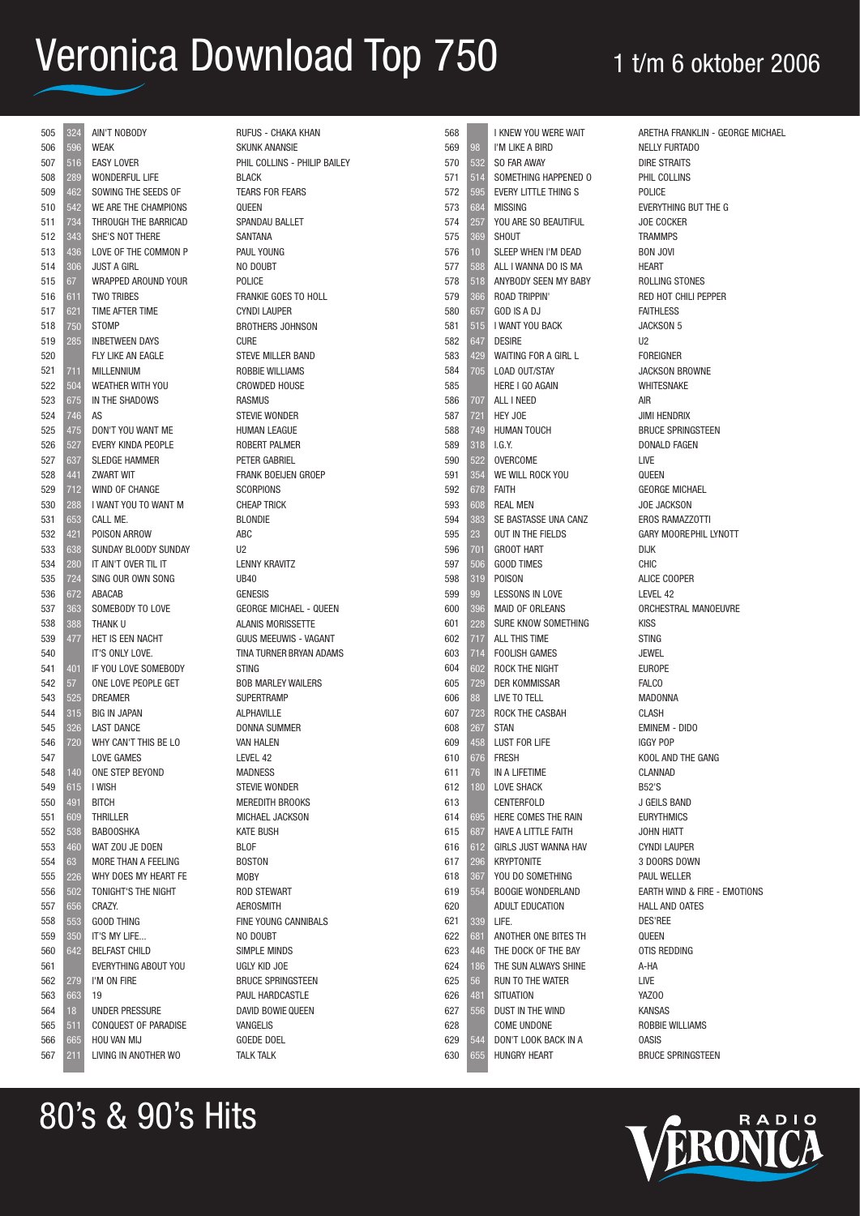# Veronica Download Top 750

1 t/m 6 oktober 2006

| Pos | Vorige | Titel | Artiest |
|---|---|---|---|
| 505 | 324 | AIN'T NOBODY | RUFUS - CHAKA KHAN |
| 506 | 596 | WEAK | SKUNK ANANSIE |
| 507 | 516 | EASY LOVER | PHIL COLLINS - PHILIP BAILEY |
| 508 | 289 | WONDERFUL LIFE | BLACK |
| 509 | 462 | SOWING THE SEEDS OF | TEARS FOR FEARS |
| 510 | 542 | WE ARE THE CHAMPIONS | QUEEN |
| 511 | 734 | THROUGH THE BARRICAD | SPANDAU BALLET |
| 512 | 343 | SHE'S NOT THERE | SANTANA |
| 513 | 436 | LOVE OF THE COMMON P | PAUL YOUNG |
| 514 | 306 | JUST A GIRL | NO DOUBT |
| 515 | 67 | WRAPPED AROUND YOUR | POLICE |
| 516 | 611 | TWO TRIBES | FRANKIE GOES TO HOLL |
| 517 | 621 | TIME AFTER TIME | CYNDI LAUPER |
| 518 | 750 | STOMP | BROTHERS JOHNSON |
| 519 | 285 | INBETWEEN DAYS | CURE |
| 520 | | FLY LIKE AN EAGLE | STEVE MILLER BAND |
| 521 | 711 | MILLENNIUM | ROBBIE WILLIAMS |
| 522 | 504 | WEATHER WITH YOU | CROWDED HOUSE |
| 523 | 675 | IN THE SHADOWS | RASMUS |
| 524 | 746 | AS | STEVIE WONDER |
| 525 | 475 | DON'T YOU WANT ME | HUMAN LEAGUE |
| 526 | 527 | EVERY KINDA PEOPLE | ROBERT PALMER |
| 527 | 637 | SLEDGE HAMMER | PETER GABRIEL |
| 528 | 441 | ZWART WIT | FRANK BOEIJEN GROEP |
| 529 | 712 | WIND OF CHANGE | SCORPIONS |
| 530 | 288 | I WANT YOU TO WANT M | CHEAP TRICK |
| 531 | 653 | CALL ME. | BLONDIE |
| 532 | 421 | POISON ARROW | ABC |
| 533 | 638 | SUNDAY BLOODY SUNDAY | U2 |
| 534 | 280 | IT AIN'T OVER TIL IT | LENNY KRAVITZ |
| 535 | 724 | SING OUR OWN SONG | UB40 |
| 536 | 672 | ABACAB | GENESIS |
| 537 | 363 | SOMEBODY TO LOVE | GEORGE MICHAEL - QUEEN |
| 538 | 388 | THANK U | ALANIS MORISSETTE |
| 539 | 477 | HET IS EEN NACHT | GUUS MEEUWIS - VAGANT |
| 540 | | IT'S ONLY LOVE. | TINA TURNER BRYAN ADAMS |
| 541 | 401 | IF YOU LOVE SOMEBODY | STING |
| 542 | 57 | ONE LOVE PEOPLE GET | BOB MARLEY WAILERS |
| 543 | 525 | DREAMER | SUPERTRAMP |
| 544 | 315 | BIG IN JAPAN | ALPHAVILLE |
| 545 | 326 | LAST DANCE | DONNA SUMMER |
| 546 | 720 | WHY CAN'T THIS BE LO | VAN HALEN |
| 547 | | LOVE GAMES | LEVEL 42 |
| 548 | 140 | ONE STEP BEYOND | MADNESS |
| 549 | 615 | I WISH | STEVIE WONDER |
| 550 | 491 | BITCH | MEREDITH BROOKS |
| 551 | 609 | THRILLER | MICHAEL JACKSON |
| 552 | 538 | BABOOSHKA | KATE BUSH |
| 553 | 460 | WAT ZOU JE DOEN | BLOF |
| 554 | 63 | MORE THAN A FEELING | BOSTON |
| 555 | 226 | WHY DOES MY HEART FE | MOBY |
| 556 | 502 | TONIGHT'S THE NIGHT | ROD STEWART |
| 557 | 656 | CRAZY. | AEROSMITH |
| 558 | 553 | GOOD THING | FINE YOUNG CANNIBALS |
| 559 | 350 | IT'S MY LIFE... | NO DOUBT |
| 560 | 642 | BELFAST CHILD | SIMPLE MINDS |
| 561 | | EVERYTHING ABOUT YOU | UGLY KID JOE |
| 562 | 279 | I'M ON FIRE | BRUCE SPRINGSTEEN |
| 563 | 663 | 19 | PAUL HARDCASTLE |
| 564 | 18 | UNDER PRESSURE | DAVID BOWIE QUEEN |
| 565 | 511 | CONQUEST OF PARADISE | VANGELIS |
| 566 | 665 | HOU VAN MIJ | GOEDE DOEL |
| 567 | 211 | LIVING IN ANOTHER WO | TALK TALK |
| 568 | | I KNEW YOU WERE WAIT | ARETHA FRANKLIN - GEORGE MICHAEL |
| 569 | 98 | I'M LIKE A BIRD | NELLY FURTADO |
| 570 | 532 | SO FAR AWAY | DIRE STRAITS |
| 571 | 514 | SOMETHING HAPPENED O | PHIL COLLINS |
| 572 | 595 | EVERY LITTLE THING S | POLICE |
| 573 | 684 | MISSING | EVERYTHING BUT THE G |
| 574 | 257 | YOU ARE SO BEAUTIFUL | JOE COCKER |
| 575 | 369 | SHOUT | TRAMMPS |
| 576 | 10 | SLEEP WHEN I'M DEAD | BON JOVI |
| 577 | 588 | ALL I WANNA DO IS MA | HEART |
| 578 | 518 | ANYBODY SEEN MY BABY | ROLLING STONES |
| 579 | 366 | ROAD TRIPPIN' | RED HOT CHILI PEPPER |
| 580 | 657 | GOD IS A DJ | FAITHLESS |
| 581 | 515 | I WANT YOU BACK | JACKSON 5 |
| 582 | 647 | DESIRE | U2 |
| 583 | 429 | WAITING FOR A GIRL L | FOREIGNER |
| 584 | 705 | LOAD OUT/STAY | JACKSON BROWNE |
| 585 | | HERE I GO AGAIN | WHITESNAKE |
| 586 | 707 | ALL I NEED | AIR |
| 587 | 721 | HEY JOE | JIMI HENDRIX |
| 588 | 749 | HUMAN TOUCH | BRUCE SPRINGSTEEN |
| 589 | 318 | I.G.Y. | DONALD FAGEN |
| 590 | 522 | OVERCOME | LIVE |
| 591 | 354 | WE WILL ROCK YOU | QUEEN |
| 592 | 678 | FAITH | GEORGE MICHAEL |
| 593 | 608 | REAL MEN | JOE JACKSON |
| 594 | 383 | SE BASTASSE UNA CANZ | EROS RAMAZZOTTI |
| 595 | 23 | OUT IN THE FIELDS | GARY MOOREPHIL LYNOTT |
| 596 | 701 | GROOT HART | DIJK |
| 597 | 506 | GOOD TIMES | CHIC |
| 598 | 319 | POISON | ALICE COOPER |
| 599 | 99 | LESSONS IN LOVE | LEVEL 42 |
| 600 | 396 | MAID OF ORLEANS | ORCHESTRAL MANOEUVRE |
| 601 | 228 | SURE KNOW SOMETHING | KISS |
| 602 | 717 | ALL THIS TIME | STING |
| 603 | 714 | FOOLISH GAMES | JEWEL |
| 604 | 602 | ROCK THE NIGHT | EUROPE |
| 605 | 729 | DER KOMMISSAR | FALCO |
| 606 | 88 | LIVE TO TELL | MADONNA |
| 607 | 723 | ROCK THE CASBAH | CLASH |
| 608 | 267 | STAN | EMINEM - DIDO |
| 609 | 458 | LUST FOR LIFE | IGGY POP |
| 610 | 676 | FRESH | KOOL AND THE GANG |
| 611 | 76 | IN A LIFETIME | CLANNAD |
| 612 | 180 | LOVE SHACK | B52'S |
| 613 | | CENTERFOLD | J GEILS BAND |
| 614 | 695 | HERE COMES THE RAIN | EURYTHMICS |
| 615 | 687 | HAVE A LITTLE FAITH | JOHN HIATT |
| 616 | 612 | GIRLS JUST WANNA HAV | CYNDI LAUPER |
| 617 | 296 | KRYPTONITE | 3 DOORS DOWN |
| 618 | 367 | YOU DO SOMETHING | PAUL WELLER |
| 619 | 554 | BOOGIE WONDERLAND | EARTH WIND & FIRE - EMOTIONS |
| 620 | | ADULT EDUCATION | HALL AND OATES |
| 621 | 339 | LIFE. | DES'REE |
| 622 | 681 | ANOTHER ONE BITES TH | QUEEN |
| 623 | 446 | THE DOCK OF THE BAY | OTIS REDDING |
| 624 | 186 | THE SUN ALWAYS SHINE | A-HA |
| 625 | 56 | RUN TO THE WATER | LIVE |
| 626 | 481 | SITUATION | YAZOO |
| 627 | 556 | DUST IN THE WIND | KANSAS |
| 628 | | COME UNDONE | ROBBIE WILLIAMS |
| 629 | 544 | DON'T LOOK BACK IN A | OASIS |
| 630 | 655 | HUNGRY HEART | BRUCE SPRINGSTEEN |

80's & 90's Hits

RADIO VERONICA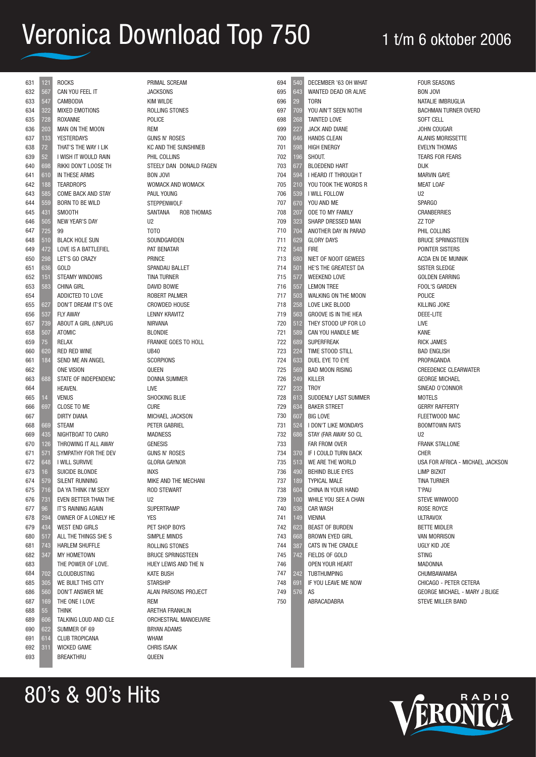# Veronica Download Top 750

1 t/m 6 oktober 2006

| | | | |
|---|---|---|---|
| 631 | 121 | ROCKS | PRIMAL SCREAM |
| 632 | 567 | CAN YOU FEEL IT | JACKSONS |
| 633 | 547 | CAMBODIA | KIM WILDE |
| 634 | 322 | MIXED EMOTIONS | ROLLING STONES |
| 635 | 728 | ROXANNE | POLICE |
| 636 | 203 | MAN ON THE MOON | REM |
| 637 | 133 | YESTERDAYS | GUNS N' ROSES |
| 638 | 72 | THAT'S THE WAY I LIK | KC AND THE SUNSHINEB |
| 639 | 52 | I WISH IT WOULD RAIN | PHIL COLLINS |
| 640 | 698 | RIKKI DON'T LOOSE TH | STEELY DAN DONALD FAGEN |
| 641 | 610 | IN THESE ARMS | BON JOVI |
| 642 | 188 | TEARDROPS | WOMACK AND WOMACK |
| 643 | 585 | COME BACK AND STAY | PAUL YOUNG |
| 644 | 559 | BORN TO BE WILD | STEPPENWOLF |
| 645 | 431 | SMOOTH | SANTANA ROB THOMAS |
| 646 | 505 | NEW YEAR'S DAY | U2 |
| 647 | 725 | 99 | TOTO |
| 648 | 510 | BLACK HOLE SUN | SOUNDGARDEN |
| 649 | 472 | LOVE IS A BATTLEFIEL | PAT BENATAR |
| 650 | 298 | LET'S GO CRAZY | PRINCE |
| 651 | 636 | GOLD | SPANDAU BALLET |
| 652 | 151 | STEAMY WINDOWS | TINA TURNER |
| 653 | 583 | CHINA GIRL | DAVID BOWIE |
| 654 | | ADDICTED TO LOVE | ROBERT PALMER |
| 655 | 627 | DON'T DREAM IT'S OVE | CROWDED HOUSE |
| 656 | 537 | FLY AWAY | LENNY KRAVITZ |
| 657 | 739 | ABOUT A GIRL (UNPLUG | NIRVANA |
| 658 | 507 | ATOMIC | BLONDIE |
| 659 | 75 | RELAX | FRANKIE GOES TO HOLL |
| 660 | 620 | RED RED WINE | UB40 |
| 661 | 184 | SEND ME AN ANGEL | SCORPIONS |
| 662 | | ONE VISION | QUEEN |
| 663 | 688 | STATE OF INDEPENDENC | DONNA SUMMER |
| 664 | | HEAVEN. | LIVE |
| 665 | 14 | VENUS | SHOCKING BLUE |
| 666 | 697 | CLOSE TO ME | CURE |
| 667 | | DIRTY DIANA | MICHAEL JACKSON |
| 668 | 669 | STEAM | PETER GABRIEL |
| 669 | 435 | NIGHTBOAT TO CAIRO | MADNESS |
| 670 | 126 | THROWING IT ALL AWAY | GENESIS |
| 671 | 571 | SYMPATHY FOR THE DEV | GUNS N' ROSES |
| 672 | 648 | I WILL SURVIVE | GLORIA GAYNOR |
| 673 | 16 | SUICIDE BLONDE | INXS |
| 674 | 579 | SILENT RUNNING | MIKE AND THE MECHANI |
| 675 | 716 | DA YA THINK I'M SEXY | ROD STEWART |
| 676 | 731 | EVEN BETTER THAN THE | U2 |
| 677 | 96 | IT'S RAINING AGAIN | SUPERTRAMP |
| 678 | 294 | OWNER OF A LONELY HE | YES |
| 679 | 434 | WEST END GIRLS | PET SHOP BOYS |
| 680 | 517 | ALL THE THINGS SHE S | SIMPLE MINDS |
| 681 | 743 | HARLEM SHUFFLE | ROLLING STONES |
| 682 | 347 | MY HOMETOWN | BRUCE SPRINGSTEEN |
| 683 | | THE POWER OF LOVE. | HUEY LEWIS AND THE N |
| 684 | 702 | CLOUDBUSTING | KATE BUSH |
| 685 | 305 | WE BUILT THIS CITY | STARSHIP |
| 686 | 560 | DON'T ANSWER ME | ALAN PARSONS PROJECT |
| 687 | 169 | THE ONE I LOVE | REM |
| 688 | 55 | THINK | ARETHA FRANKLIN |
| 689 | 606 | TALKING LOUD AND CLE | ORCHESTRAL MANOEUVRE |
| 690 | 622 | SUMMER OF 69 | BRYAN ADAMS |
| 691 | 614 | CLUB TROPICANA | WHAM |
| 692 | 311 | WICKED GAME | CHRIS ISAAK |
| 693 | | BREAKTHRU | QUEEN |
| 694 | 540 | DECEMBER '63 OH WHAT | FOUR SEASONS |
| 695 | 643 | WANTED DEAD OR ALIVE | BON JOVI |
| 696 | 29 | TORN | NATALIE IMBRUGLIA |
| 697 | 709 | YOU AIN'T SEEN NOTHI | BACHMAN TURNER OVERD |
| 698 | 268 | TAINTED LOVE | SOFT CELL |
| 699 | 227 | JACK AND DIANE | JOHN COUGAR |
| 700 | 646 | HANDS CLEAN | ALANIS MORISSETTE |
| 701 | 598 | HIGH ENERGY | EVELYN THOMAS |
| 702 | 196 | SHOUT. | TEARS FOR FEARS |
| 703 | 677 | BLOEDEND HART | DIJK |
| 704 | 594 | I HEARD IT THROUGH T | MARVIN GAYE |
| 705 | 210 | YOU TOOK THE WORDS R | MEAT LOAF |
| 706 | 539 | I WILL FOLLOW | U2 |
| 707 | 670 | YOU AND ME | SPARGO |
| 708 | 207 | ODE TO MY FAMILY | CRANBERRIES |
| 709 | 323 | SHARP DRESSED MAN | ZZ TOP |
| 710 | 704 | ANOTHER DAY IN PARAD | PHIL COLLINS |
| 711 | 629 | GLORY DAYS | BRUCE SPRINGSTEEN |
| 712 | 548 | FIRE | POINTER SISTERS |
| 713 | 680 | NIET OF NOOIT GEWEES | ACDA EN DE MUNNIK |
| 714 | 501 | HE'S THE GREATEST DA | SISTER SLEDGE |
| 715 | 577 | WEEKEND LOVE | GOLDEN EARRING |
| 716 | 557 | LEMON TREE | FOOL'S GARDEN |
| 717 | 503 | WALKING ON THE MOON | POLICE |
| 718 | 258 | LOVE LIKE BLOOD | KILLING JOKE |
| 719 | 563 | GROOVE IS IN THE HEA | DEEE-LITE |
| 720 | 512 | THEY STOOD UP FOR LO | LIVE |
| 721 | 589 | CAN YOU HANDLE ME | KANE |
| 722 | 689 | SUPERFREAK | RICK JAMES |
| 723 | 224 | TIME STOOD STILL | BAD ENGLISH |
| 724 | 633 | DUEL EYE TO EYE | PROPAGANDA |
| 725 | 569 | BAD MOON RISING | CREEDENCE CLEARWATER |
| 726 | 249 | KILLER | GEORGE MICHAEL |
| 727 | 232 | TROY | SINEAD O'CONNOR |
| 728 | 613 | SUDDENLY LAST SUMMER | MOTELS |
| 729 | 634 | BAKER STREET | GERRY RAFFERTY |
| 730 | 607 | BIG LOVE | FLEETWOOD MAC |
| 731 | 524 | I DON'T LIKE MONDAYS | BOOMTOWN RATS |
| 732 | 686 | STAY (FAR AWAY SO CL | U2 |
| 733 | | FAR FROM OVER | FRANK STALLONE |
| 734 | 370 | IF I COULD TURN BACK | CHER |
| 735 | 513 | WE ARE THE WORLD | USA FOR AFRICA - MICHAEL JACKSON |
| 736 | 490 | BEHIND BLUE EYES | LIMP BIZKIT |
| 737 | 189 | TYPICAL MALE | TINA TURNER |
| 738 | 604 | CHINA IN YOUR HAND | T'PAU |
| 739 | 100 | WHILE YOU SEE A CHAN | STEVE WINWOOD |
| 740 | 536 | CAR WASH | ROSE ROYCE |
| 741 | 149 | VIENNA | ULTRAVOX |
| 742 | 623 | BEAST OF BURDEN | BETTE MIDLER |
| 743 | 668 | BROWN EYED GIRL | VAN MORRISON |
| 744 | 387 | CATS IN THE CRADLE | UGLY KID JOE |
| 745 | 742 | FIELDS OF GOLD | STING |
| 746 | | OPEN YOUR HEART | MADONNA |
| 747 | 242 | TUBTHUMPING | CHUMBAWAMBA |
| 748 | 691 | IF YOU LEAVE ME NOW | CHICAGO - PETER CETERA |
| 749 | 576 | AS | GEORGE MICHAEL - MARY J BLIGE |
| 750 | | ABRACADABRA | STEVE MILLER BAND |

80's & 90's Hits

RADIO VERONICA